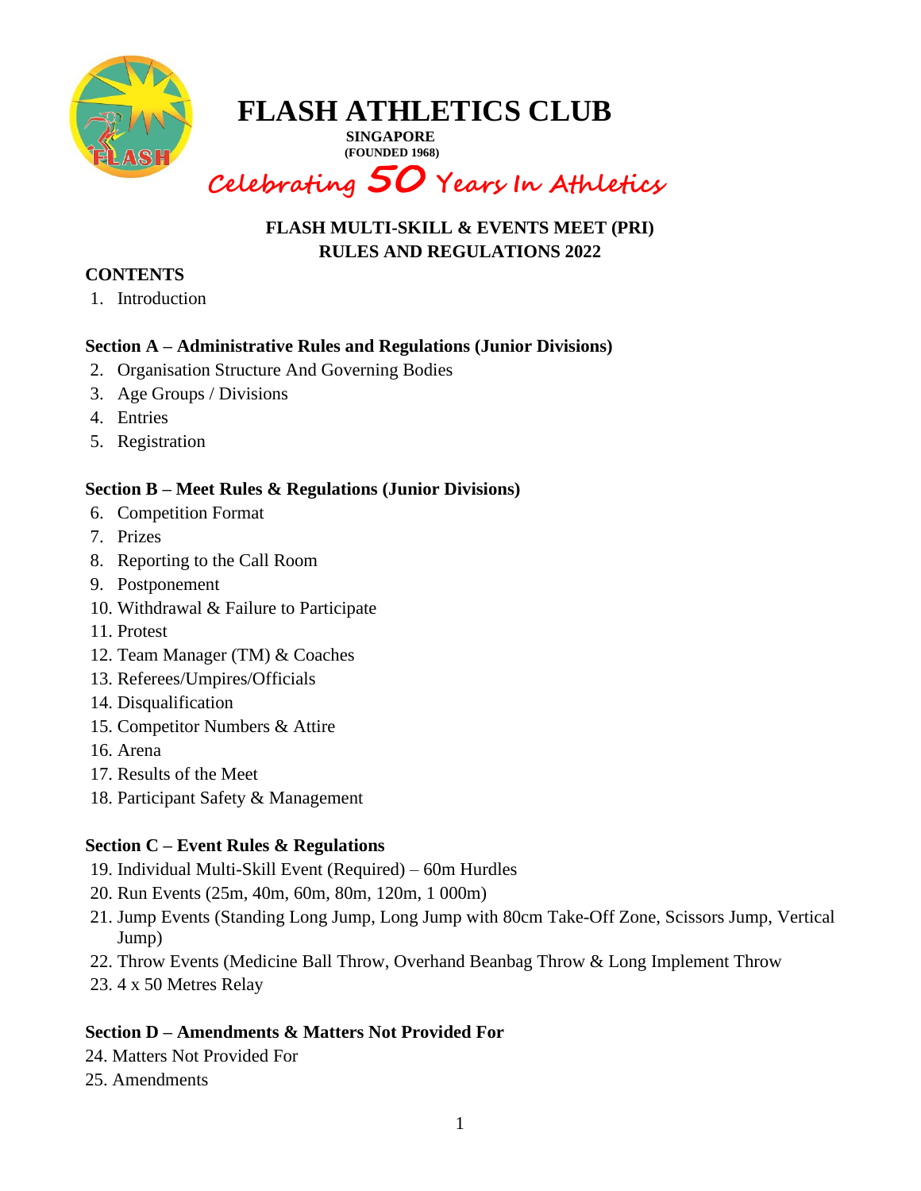# FLASH ATHLETICS CLUB

**SINGAPORE**
**(FOUNDED 1968)**

*Celebrating 50 Years In Athletics*

## FLASH MULTI-SKILL & EVENTS MEET (PRI)
## RULES AND REGULATIONS 2022

### CONTENTS

1. Introduction

### Section A – Administrative Rules and Regulations (Junior Divisions)

2. Organisation Structure And Governing Bodies
3. Age Groups / Divisions
4. Entries
5. Registration

### Section B – Meet Rules & Regulations (Junior Divisions)

6. Competition Format
7. Prizes
8. Reporting to the Call Room
9. Postponement
10. Withdrawal & Failure to Participate
11. Protest
12. Team Manager (TM) & Coaches
13. Referees/Umpires/Officials
14. Disqualification
15. Competitor Numbers & Attire
16. Arena
17. Results of the Meet
18. Participant Safety & Management

### Section C – Event Rules & Regulations

19. Individual Multi-Skill Event (Required) – 60m Hurdles
20. Run Events (25m, 40m, 60m, 80m, 120m, 1 000m)
21. Jump Events (Standing Long Jump, Long Jump with 80cm Take-Off Zone, Scissors Jump, Vertical Jump)
22. Throw Events (Medicine Ball Throw, Overhand Beanbag Throw & Long Implement Throw
23. 4 x 50 Metres Relay

### Section D – Amendments & Matters Not Provided For

24. Matters Not Provided For
25. Amendments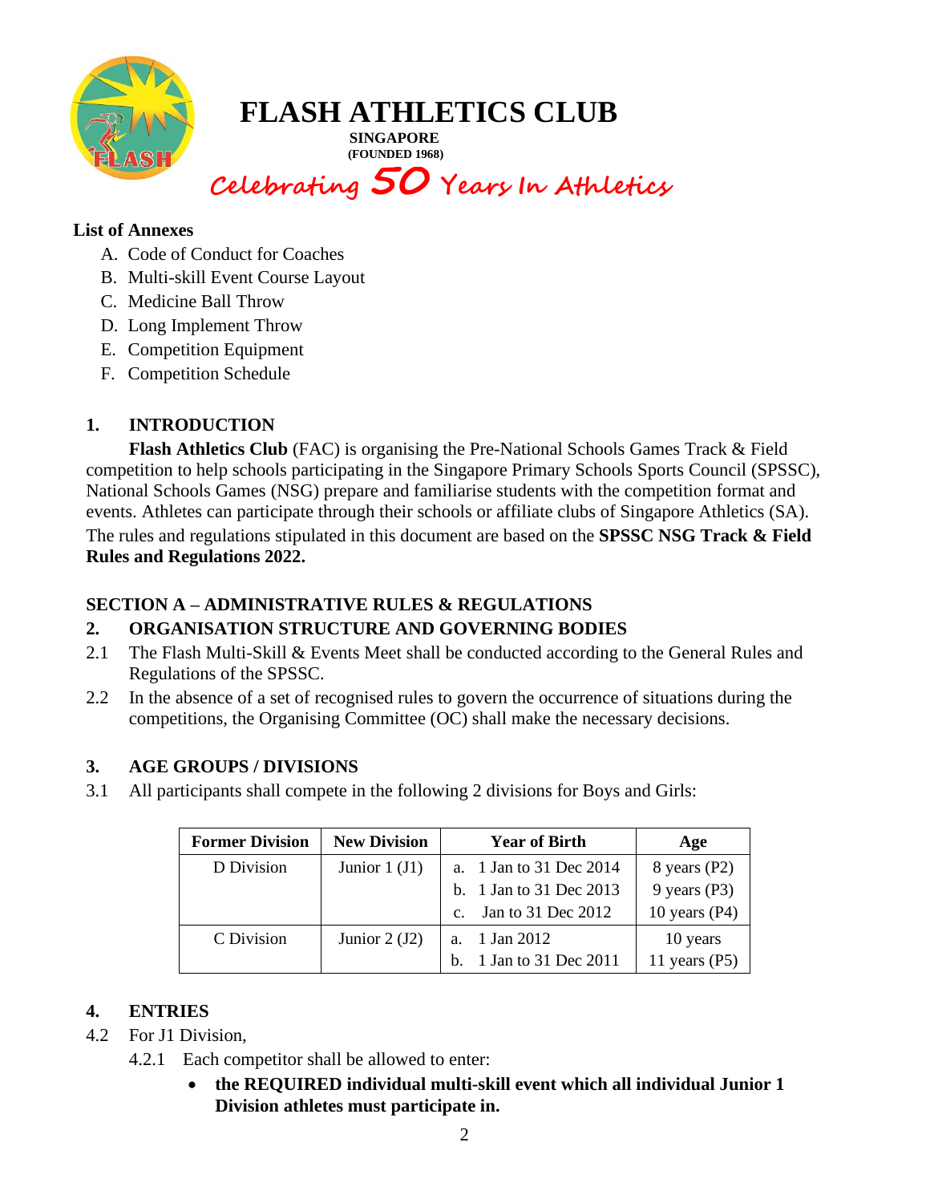# FLASH ATHLETICS CLUB

**SINGAPORE**
**(FOUNDED 1968)**

**Celebrating 50 Years In Athletics**

**List of Annexes**

A. Code of Conduct for Coaches
B. Multi-skill Event Course Layout
C. Medicine Ball Throw
D. Long Implement Throw
E. Competition Equipment
F. Competition Schedule

## 1. INTRODUCTION

**Flash Athletics Club** (FAC) is organising the Pre-National Schools Games Track & Field competition to help schools participating in the Singapore Primary Schools Sports Council (SPSSC), National Schools Games (NSG) prepare and familiarise students with the competition format and events. Athletes can participate through their schools or affiliate clubs of Singapore Athletics (SA). The rules and regulations stipulated in this document are based on the **SPSSC NSG Track & Field Rules and Regulations 2022.**

## SECTION A – ADMINISTRATIVE RULES & REGULATIONS

## 2. ORGANISATION STRUCTURE AND GOVERNING BODIES

2.1 The Flash Multi-Skill & Events Meet shall be conducted according to the General Rules and Regulations of the SPSSC.

2.2 In the absence of a set of recognised rules to govern the occurrence of situations during the competitions, the Organising Committee (OC) shall make the necessary decisions.

## 3. AGE GROUPS / DIVISIONS

3.1 All participants shall compete in the following 2 divisions for Boys and Girls:

| Former Division | New Division | Year of Birth | Age |
|---|---|---|---|
| D Division | Junior 1 (J1) | a. 1 Jan to 31 Dec 2014<br>b. 1 Jan to 31 Dec 2013<br>c. Jan to 31 Dec 2012 | 8 years (P2)<br>9 years (P3)<br>10 years (P4) |
| C Division | Junior 2 (J2) | a. 1 Jan 2012<br>b. 1 Jan to 31 Dec 2011 | 10 years<br>11 years (P5) |

## 4. ENTRIES

4.2 For J1 Division,

4.2.1 Each competitor shall be allowed to enter:

- **the REQUIRED individual multi-skill event which all individual Junior 1 Division athletes must participate in.**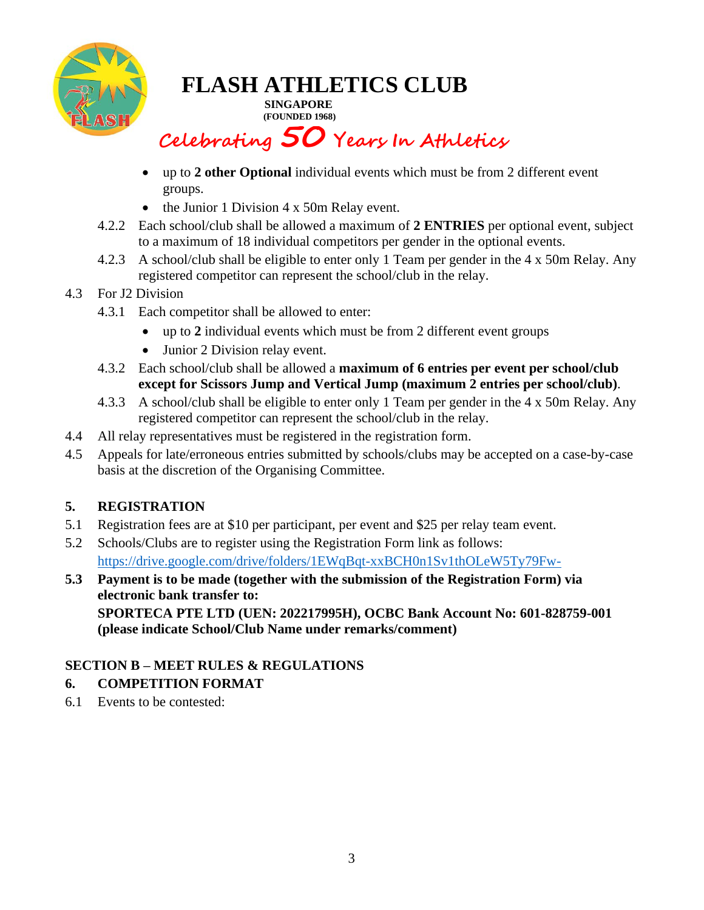- up to **2 other Optional** individual events which must be from 2 different event groups.
- the Junior 1 Division 4 x 50m Relay event.

4.2.2 Each school/club shall be allowed a maximum of **2 ENTRIES** per optional event, subject to a maximum of 18 individual competitors per gender in the optional events.

4.2.3 A school/club shall be eligible to enter only 1 Team per gender in the 4 x 50m Relay. Any registered competitor can represent the school/club in the relay.

4.3 For J2 Division

4.3.1 Each competitor shall be allowed to enter:

- up to **2** individual events which must be from 2 different event groups
- Junior 2 Division relay event.

4.3.2 Each school/club shall be allowed a **maximum of 6 entries per event per school/club except for Scissors Jump and Vertical Jump (maximum 2 entries per school/club)**.

4.3.3 A school/club shall be eligible to enter only 1 Team per gender in the 4 x 50m Relay. Any registered competitor can represent the school/club in the relay.

4.4 All relay representatives must be registered in the registration form.

4.5 Appeals for late/erroneous entries submitted by schools/clubs may be accepted on a case-by-case basis at the discretion of the Organising Committee.

## 5. REGISTRATION

5.1 Registration fees are at $10 per participant, per event and $25 per relay team event.

5.2 Schools/Clubs are to register using the Registration Form link as follows: https://drive.google.com/drive/folders/1EWqBqt-xxBCH0n1Sv1thOLeW5Ty79Fw-

**5.3 Payment is to be made (together with the submission of the Registration Form) via electronic bank transfer to:**
**SPORTECA PTE LTD (UEN: 202217995H), OCBC Bank Account No: 601-828759-001 (please indicate School/Club Name under remarks/comment)**

## SECTION B – MEET RULES & REGULATIONS

## 6. COMPETITION FORMAT

6.1 Events to be contested: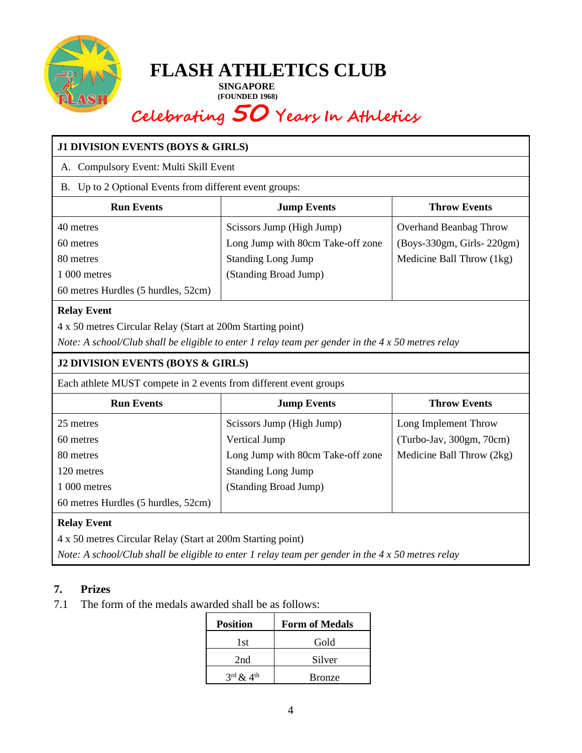# FLASH ATHLETICS CLUB

**SINGAPORE**
**(FOUNDED 1968)**

**Celebrating 50 Years In Athletics**

| J1 DIVISION EVENTS (BOYS & GIRLS) | | |
|---|---|---|
| A. Compulsory Event: Multi Skill Event | | |
| B. Up to 2 Optional Events from different event groups: | | |
| **Run Events** | **Jump Events** | **Throw Events** |
| 40 metres<br>60 metres<br>80 metres<br>1 000 metres<br>60 metres Hurdles (5 hurdles, 52cm) | Scissors Jump (High Jump)<br>Long Jump with 80cm Take-off zone<br>Standing Long Jump<br>(Standing Broad Jump) | Overhand Beanbag Throw<br>(Boys-330gm, Girls- 220gm)<br>Medicine Ball Throw (1kg) |
| **Relay Event**<br>4 x 50 metres Circular Relay (Start at 200m Starting point)<br>*Note: A school/Club shall be eligible to enter 1 relay team per gender in the 4 x 50 metres relay* | | |

| J2 DIVISION EVENTS (BOYS & GIRLS) | | |
|---|---|---|
| Each athlete MUST compete in 2 events from different event groups | | |
| **Run Events** | **Jump Events** | **Throw Events** |
| 25 metres<br>60 metres<br>80 metres<br>120 metres<br>1 000 metres<br>60 metres Hurdles (5 hurdles, 52cm) | Scissors Jump (High Jump)<br>Vertical Jump<br>Long Jump with 80cm Take-off zone<br>Standing Long Jump<br>(Standing Broad Jump) | Long Implement Throw<br>(Turbo-Jav, 300gm, 70cm)<br>Medicine Ball Throw (2kg) |
| **Relay Event**<br>4 x 50 metres Circular Relay (Start at 200m Starting point)<br>*Note: A school/Club shall be eligible to enter 1 relay team per gender in the 4 x 50 metres relay* | | |

## 7. Prizes

7.1 The form of the medals awarded shall be as follows:

| Position | Form of Medals |
|---|---|
| 1st | Gold |
| 2nd | Silver |
| 3rd & 4th | Bronze |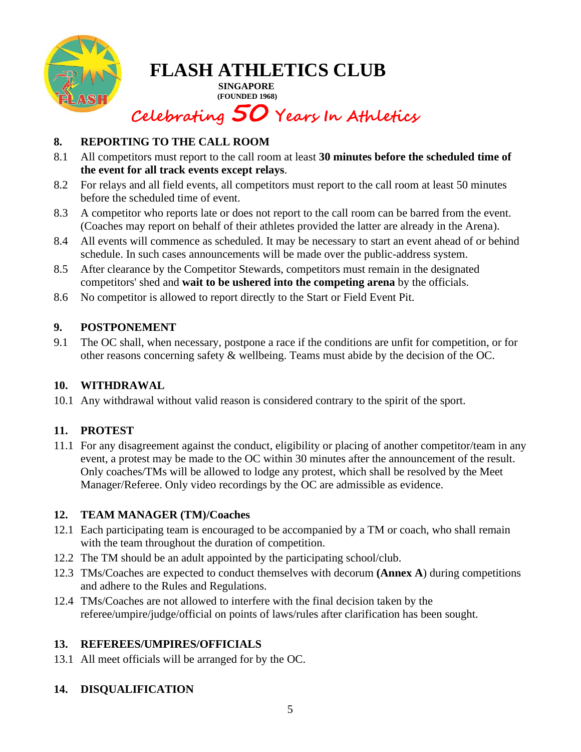## 8. REPORTING TO THE CALL ROOM

8.1 All competitors must report to the call room at least **30 minutes before the scheduled time of the event for all track events except relays**.

8.2 For relays and all field events, all competitors must report to the call room at least 50 minutes before the scheduled time of event.

8.3 A competitor who reports late or does not report to the call room can be barred from the event. (Coaches may report on behalf of their athletes provided the latter are already in the Arena).

8.4 All events will commence as scheduled. It may be necessary to start an event ahead of or behind schedule. In such cases announcements will be made over the public-address system.

8.5 After clearance by the Competitor Stewards, competitors must remain in the designated competitors' shed and **wait to be ushered into the competing arena** by the officials.

8.6 No competitor is allowed to report directly to the Start or Field Event Pit.

## 9. POSTPONEMENT

9.1 The OC shall, when necessary, postpone a race if the conditions are unfit for competition, or for other reasons concerning safety & wellbeing. Teams must abide by the decision of the OC.

## 10. WITHDRAWAL

10.1 Any withdrawal without valid reason is considered contrary to the spirit of the sport.

## 11. PROTEST

11.1 For any disagreement against the conduct, eligibility or placing of another competitor/team in any event, a protest may be made to the OC within 30 minutes after the announcement of the result. Only coaches/TMs will be allowed to lodge any protest, which shall be resolved by the Meet Manager/Referee. Only video recordings by the OC are admissible as evidence.

## 12. TEAM MANAGER (TM)/Coaches

12.1 Each participating team is encouraged to be accompanied by a TM or coach, who shall remain with the team throughout the duration of competition.

12.2 The TM should be an adult appointed by the participating school/club.

12.3 TMs/Coaches are expected to conduct themselves with decorum **(Annex A**) during competitions and adhere to the Rules and Regulations.

12.4 TMs/Coaches are not allowed to interfere with the final decision taken by the referee/umpire/judge/official on points of laws/rules after clarification has been sought.

## 13. REFEREES/UMPIRES/OFFICIALS

13.1 All meet officials will be arranged for by the OC.

## 14. DISQUALIFICATION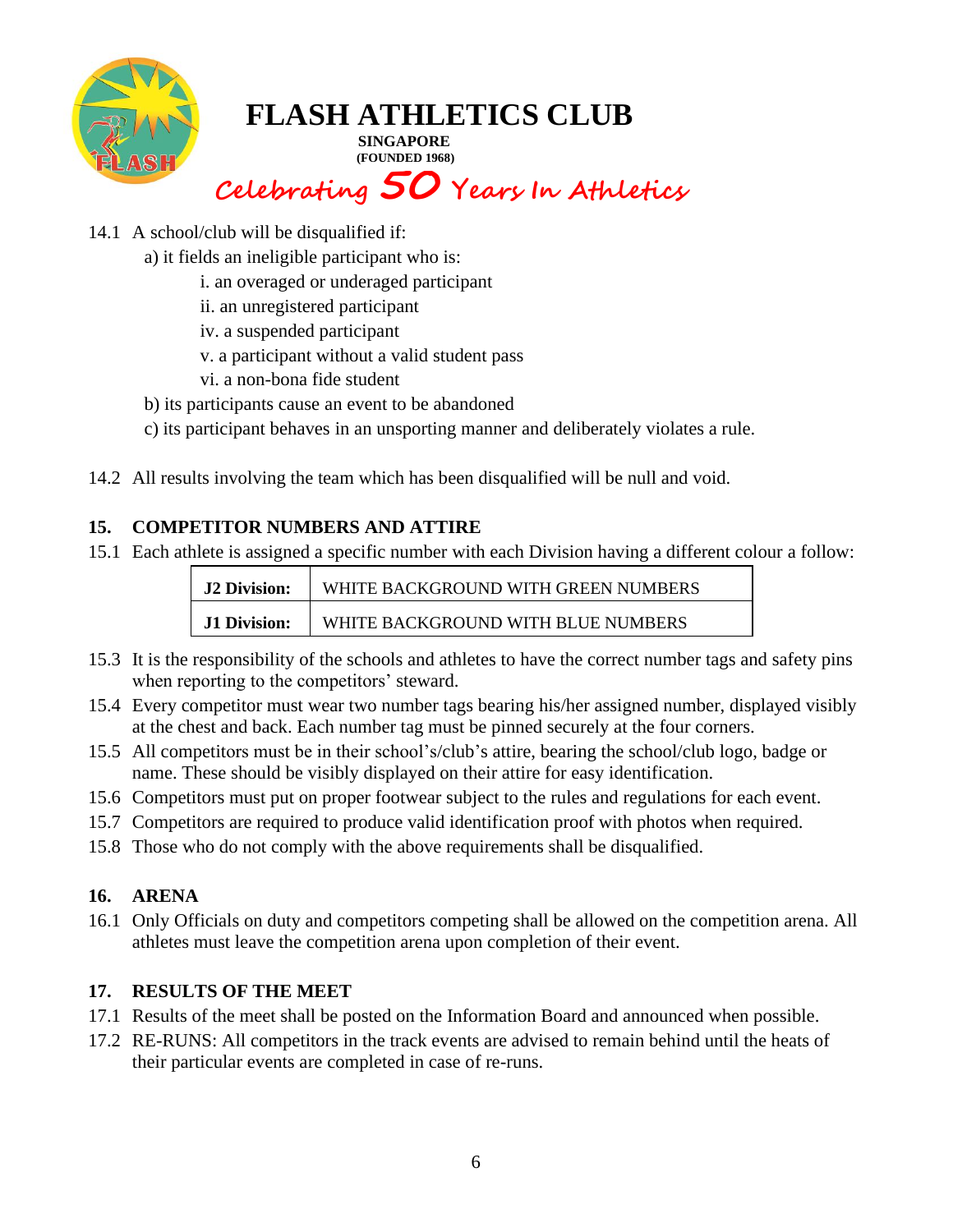14.1 A school/club will be disqualified if:

a) it fields an ineligible participant who is:

i. an overaged or underaged participant

ii. an unregistered participant

iv. a suspended participant

v. a participant without a valid student pass

vi. a non-bona fide student

b) its participants cause an event to be abandoned

c) its participant behaves in an unsporting manner and deliberately violates a rule.

14.2 All results involving the team which has been disqualified will be null and void.

## 15. COMPETITOR NUMBERS AND ATTIRE

15.1 Each athlete is assigned a specific number with each Division having a different colour a follow:

| | |
|---|---|
| **J2 Division:** | WHITE BACKGROUND WITH GREEN NUMBERS |
| **J1 Division:** | WHITE BACKGROUND WITH BLUE NUMBERS |

15.3 It is the responsibility of the schools and athletes to have the correct number tags and safety pins when reporting to the competitors' steward.

15.4 Every competitor must wear two number tags bearing his/her assigned number, displayed visibly at the chest and back. Each number tag must be pinned securely at the four corners.

15.5 All competitors must be in their school's/club's attire, bearing the school/club logo, badge or name. These should be visibly displayed on their attire for easy identification.

15.6 Competitors must put on proper footwear subject to the rules and regulations for each event.

15.7 Competitors are required to produce valid identification proof with photos when required.

15.8 Those who do not comply with the above requirements shall be disqualified.

## 16. ARENA

16.1 Only Officials on duty and competitors competing shall be allowed on the competition arena. All athletes must leave the competition arena upon completion of their event.

## 17. RESULTS OF THE MEET

17.1 Results of the meet shall be posted on the Information Board and announced when possible.

17.2 RE-RUNS: All competitors in the track events are advised to remain behind until the heats of their particular events are completed in case of re-runs.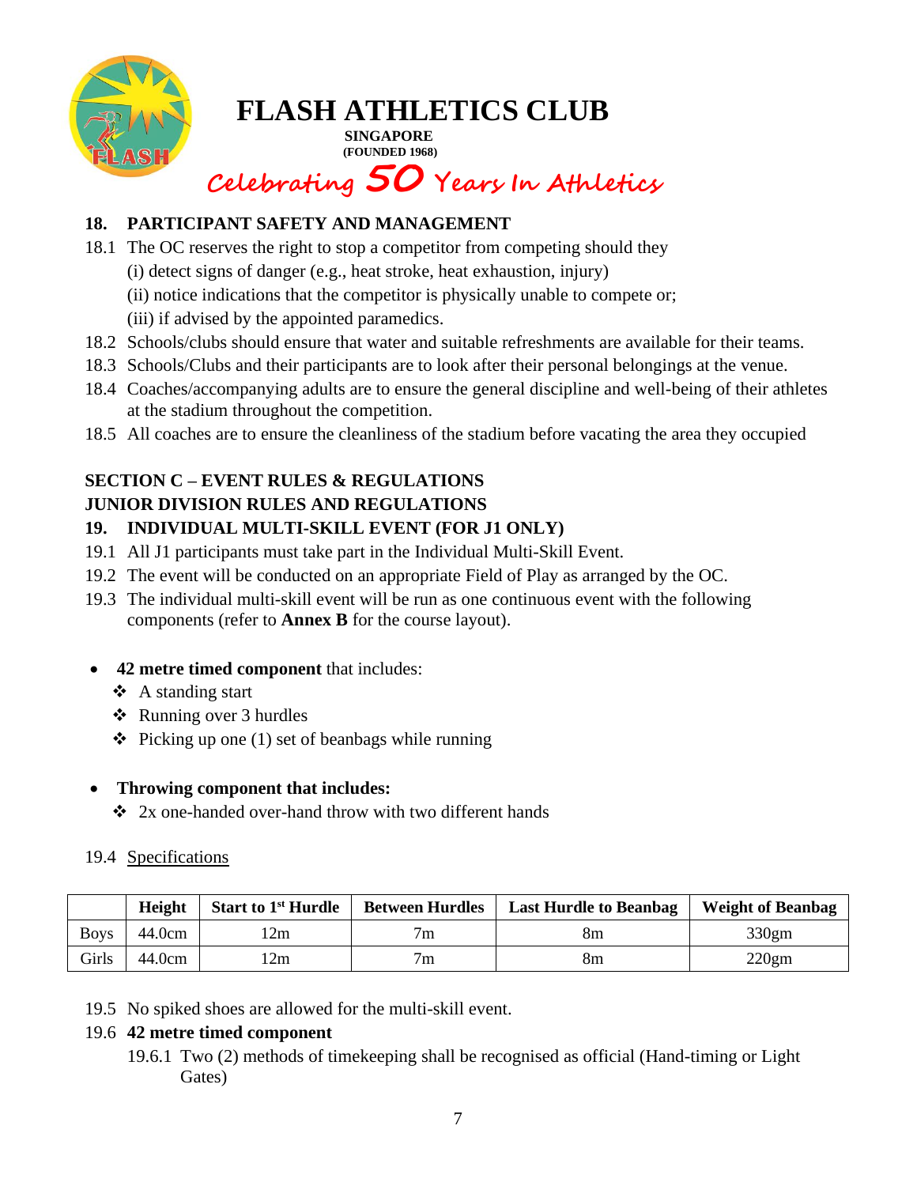## 18. PARTICIPANT SAFETY AND MANAGEMENT

18.1 The OC reserves the right to stop a competitor from competing should they
(i) detect signs of danger (e.g., heat stroke, heat exhaustion, injury)
(ii) notice indications that the competitor is physically unable to compete or;
(iii) if advised by the appointed paramedics.

18.2 Schools/clubs should ensure that water and suitable refreshments are available for their teams.

18.3 Schools/Clubs and their participants are to look after their personal belongings at the venue.

18.4 Coaches/accompanying adults are to ensure the general discipline and well-being of their athletes at the stadium throughout the competition.

18.5 All coaches are to ensure the cleanliness of the stadium before vacating the area they occupied

## SECTION C – EVENT RULES & REGULATIONS

## JUNIOR DIVISION RULES AND REGULATIONS

## 19. INDIVIDUAL MULTI-SKILL EVENT (FOR J1 ONLY)

19.1 All J1 participants must take part in the Individual Multi-Skill Event.

19.2 The event will be conducted on an appropriate Field of Play as arranged by the OC.

19.3 The individual multi-skill event will be run as one continuous event with the following components (refer to **Annex B** for the course layout).

- **42 metre timed component** that includes:
  - ❖ A standing start
  - ❖ Running over 3 hurdles
  - ❖ Picking up one (1) set of beanbags while running

- **Throwing component that includes:**
  - ❖ 2x one-handed over-hand throw with two different hands

19.4 Specifications

| | Height | Start to 1st Hurdle | Between Hurdles | Last Hurdle to Beanbag | Weight of Beanbag |
|---|---|---|---|---|---|
| Boys | 44.0cm | 12m | 7m | 8m | 330gm |
| Girls | 44.0cm | 12m | 7m | 8m | 220gm |

19.5 No spiked shoes are allowed for the multi-skill event.

19.6 **42 metre timed component**

19.6.1 Two (2) methods of timekeeping shall be recognised as official (Hand-timing or Light Gates)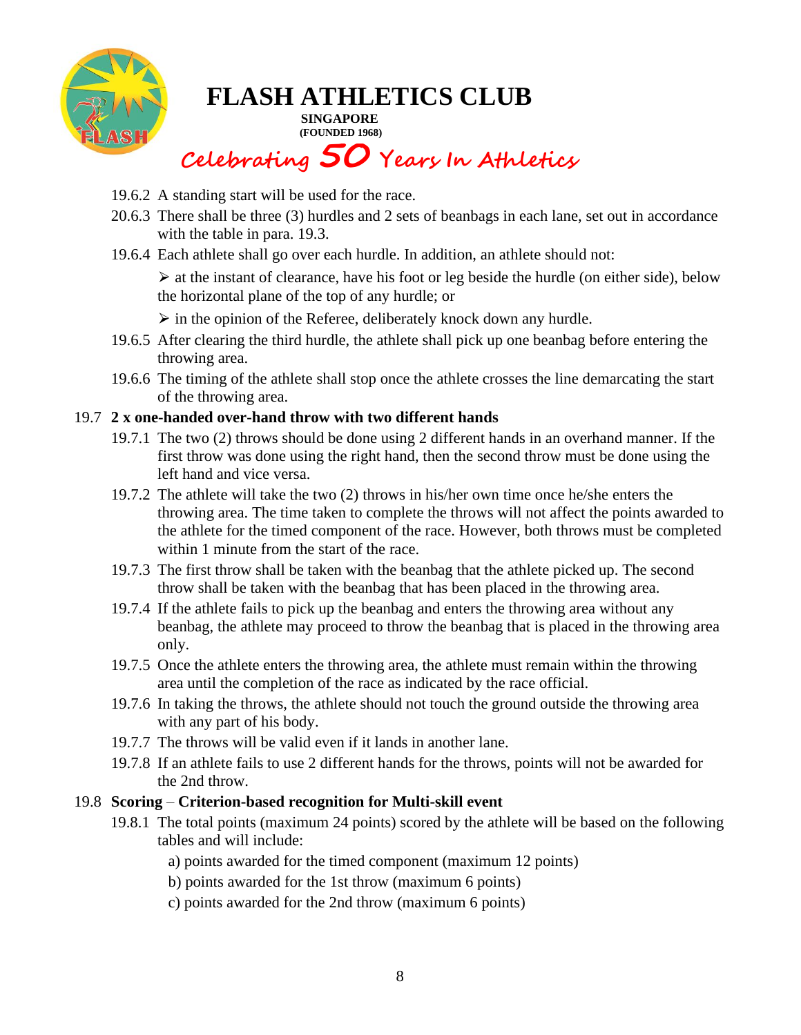19.6.2 A standing start will be used for the race.

20.6.3 There shall be three (3) hurdles and 2 sets of beanbags in each lane, set out in accordance with the table in para. 19.3.

19.6.4 Each athlete shall go over each hurdle. In addition, an athlete should not:

- at the instant of clearance, have his foot or leg beside the hurdle (on either side), below the horizontal plane of the top of any hurdle; or
- in the opinion of the Referee, deliberately knock down any hurdle.

19.6.5 After clearing the third hurdle, the athlete shall pick up one beanbag before entering the throwing area.

19.6.6 The timing of the athlete shall stop once the athlete crosses the line demarcating the start of the throwing area.

### 19.7 2 x one-handed over-hand throw with two different hands

19.7.1 The two (2) throws should be done using 2 different hands in an overhand manner. If the first throw was done using the right hand, then the second throw must be done using the left hand and vice versa.

19.7.2 The athlete will take the two (2) throws in his/her own time once he/she enters the throwing area. The time taken to complete the throws will not affect the points awarded to the athlete for the timed component of the race. However, both throws must be completed within 1 minute from the start of the race.

19.7.3 The first throw shall be taken with the beanbag that the athlete picked up. The second throw shall be taken with the beanbag that has been placed in the throwing area.

19.7.4 If the athlete fails to pick up the beanbag and enters the throwing area without any beanbag, the athlete may proceed to throw the beanbag that is placed in the throwing area only.

19.7.5 Once the athlete enters the throwing area, the athlete must remain within the throwing area until the completion of the race as indicated by the race official.

19.7.6 In taking the throws, the athlete should not touch the ground outside the throwing area with any part of his body.

19.7.7 The throws will be valid even if it lands in another lane.

19.7.8 If an athlete fails to use 2 different hands for the throws, points will not be awarded for the 2nd throw.

### 19.8 Scoring – Criterion-based recognition for Multi-skill event

19.8.1 The total points (maximum 24 points) scored by the athlete will be based on the following tables and will include:

a) points awarded for the timed component (maximum 12 points)

b) points awarded for the 1st throw (maximum 6 points)

c) points awarded for the 2nd throw (maximum 6 points)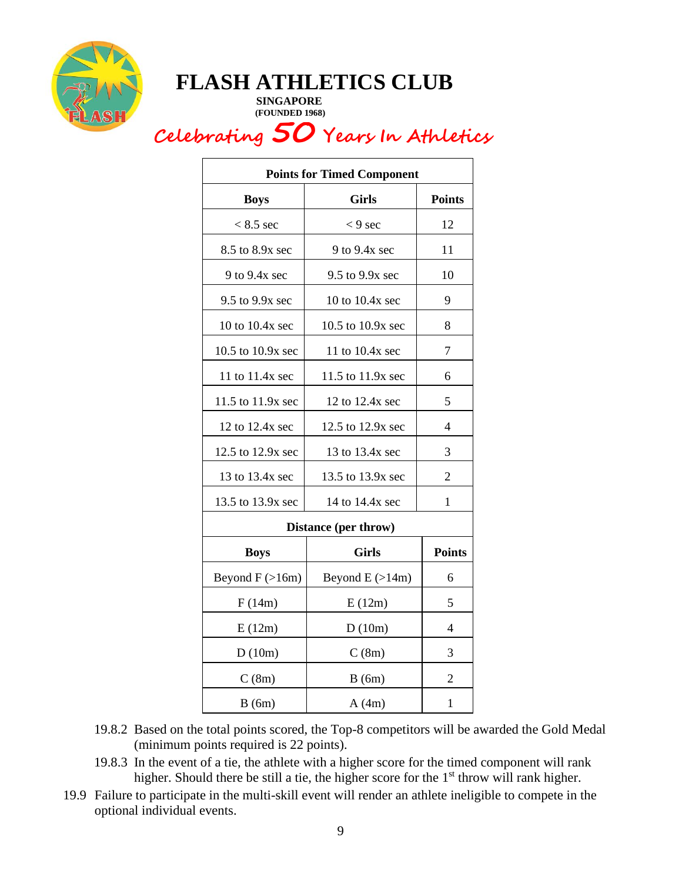# FLASH ATHLETICS CLUB

**SINGAPORE**
**(FOUNDED 1968)**

*Celebrating 50 Years In Athletics*

| Points for Timed Component | | |
|---|---|---|
| **Boys** | **Girls** | **Points** |
| < 8.5 sec | < 9 sec | 12 |
| 8.5 to 8.9x sec | 9 to 9.4x sec | 11 |
| 9 to 9.4x sec | 9.5 to 9.9x sec | 10 |
| 9.5 to 9.9x sec | 10 to 10.4x sec | 9 |
| 10 to 10.4x sec | 10.5 to 10.9x sec | 8 |
| 10.5 to 10.9x sec | 11 to 10.4x sec | 7 |
| 11 to 11.4x sec | 11.5 to 11.9x sec | 6 |
| 11.5 to 11.9x sec | 12 to 12.4x sec | 5 |
| 12 to 12.4x sec | 12.5 to 12.9x sec | 4 |
| 12.5 to 12.9x sec | 13 to 13.4x sec | 3 |
| 13 to 13.4x sec | 13.5 to 13.9x sec | 2 |
| 13.5 to 13.9x sec | 14 to 14.4x sec | 1 |
| **Distance (per throw)** | | |
| **Boys** | **Girls** | **Points** |
| Beyond F (>16m) | Beyond E (>14m) | 6 |
| F (14m) | E (12m) | 5 |
| E (12m) | D (10m) | 4 |
| D (10m) | C (8m) | 3 |
| C (8m) | B (6m) | 2 |
| B (6m) | A (4m) | 1 |

19.8.2 Based on the total points scored, the Top-8 competitors will be awarded the Gold Medal (minimum points required is 22 points).

19.8.3 In the event of a tie, the athlete with a higher score for the timed component will rank higher. Should there be still a tie, the higher score for the 1st throw will rank higher.

19.9 Failure to participate in the multi-skill event will render an athlete ineligible to compete in the optional individual events.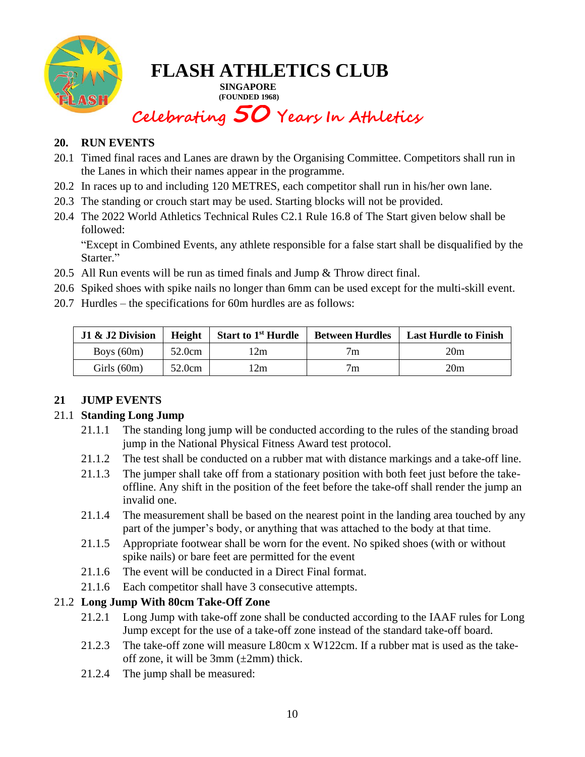# FLASH ATHLETICS CLUB

**SINGAPORE**
**(FOUNDED 1968)**

*Celebrating 50 Years In Athletics*

## 20. RUN EVENTS

20.1 Timed final races and Lanes are drawn by the Organising Committee. Competitors shall run in the Lanes in which their names appear in the programme.

20.2 In races up to and including 120 METRES, each competitor shall run in his/her own lane.

20.3 The standing or crouch start may be used. Starting blocks will not be provided.

20.4 The 2022 World Athletics Technical Rules C2.1 Rule 16.8 of The Start given below shall be followed:

"Except in Combined Events, any athlete responsible for a false start shall be disqualified by the Starter."

20.5 All Run events will be run as timed finals and Jump & Throw direct final.

20.6 Spiked shoes with spike nails no longer than 6mm can be used except for the multi-skill event.

20.7 Hurdles – the specifications for 60m hurdles are as follows:

| J1 & J2 Division | Height | Start to 1st Hurdle | Between Hurdles | Last Hurdle to Finish |
|---|---|---|---|---|
| Boys (60m) | 52.0cm | 12m | 7m | 20m |
| Girls (60m) | 52.0cm | 12m | 7m | 20m |

## 21 JUMP EVENTS

### 21.1 Standing Long Jump

21.1.1 The standing long jump will be conducted according to the rules of the standing broad jump in the National Physical Fitness Award test protocol.

21.1.2 The test shall be conducted on a rubber mat with distance markings and a take-off line.

21.1.3 The jumper shall take off from a stationary position with both feet just before the take-offline. Any shift in the position of the feet before the take-off shall render the jump an invalid one.

21.1.4 The measurement shall be based on the nearest point in the landing area touched by any part of the jumper's body, or anything that was attached to the body at that time.

21.1.5 Appropriate footwear shall be worn for the event. No spiked shoes (with or without spike nails) or bare feet are permitted for the event

21.1.6 The event will be conducted in a Direct Final format.

21.1.6 Each competitor shall have 3 consecutive attempts.

### 21.2 Long Jump With 80cm Take-Off Zone

21.2.1 Long Jump with take-off zone shall be conducted according to the IAAF rules for Long Jump except for the use of a take-off zone instead of the standard take-off board.

21.2.3 The take-off zone will measure L80cm x W122cm. If a rubber mat is used as the take-off zone, it will be 3mm (±2mm) thick.

21.2.4 The jump shall be measured: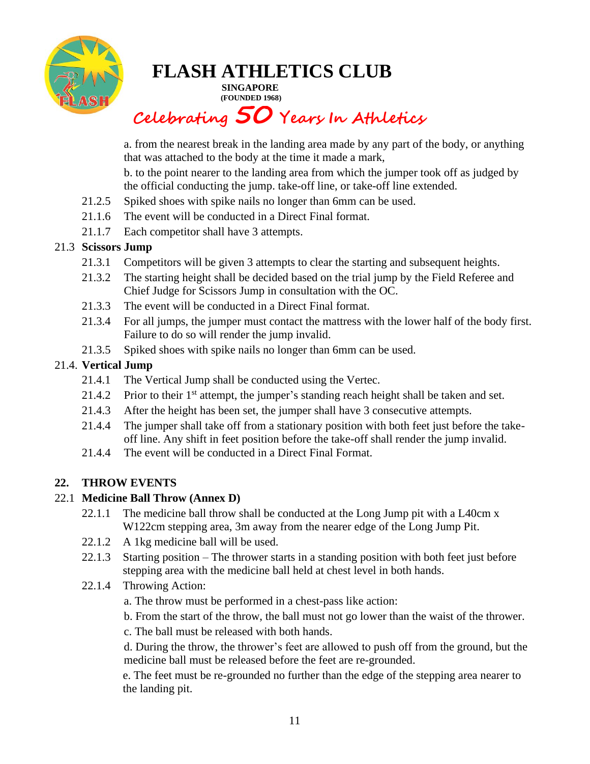a. from the nearest break in the landing area made by any part of the body, or anything that was attached to the body at the time it made a mark,

b. to the point nearer to the landing area from which the jumper took off as judged by the official conducting the jump. take-off line, or take-off line extended.

21.2.5 Spiked shoes with spike nails no longer than 6mm can be used.

21.1.6 The event will be conducted in a Direct Final format.

21.1.7 Each competitor shall have 3 attempts.

21.3 **Scissors Jump**

21.3.1 Competitors will be given 3 attempts to clear the starting and subsequent heights.

21.3.2 The starting height shall be decided based on the trial jump by the Field Referee and Chief Judge for Scissors Jump in consultation with the OC.

21.3.3 The event will be conducted in a Direct Final format.

21.3.4 For all jumps, the jumper must contact the mattress with the lower half of the body first. Failure to do so will render the jump invalid.

21.3.5 Spiked shoes with spike nails no longer than 6mm can be used.

21.4. **Vertical Jump**

21.4.1 The Vertical Jump shall be conducted using the Vertec.

21.4.2 Prior to their 1st attempt, the jumper's standing reach height shall be taken and set.

21.4.3 After the height has been set, the jumper shall have 3 consecutive attempts.

21.4.4 The jumper shall take off from a stationary position with both feet just before the take-off line. Any shift in feet position before the take-off shall render the jump invalid.

21.4.4 The event will be conducted in a Direct Final Format.

## 22. THROW EVENTS

22.1 **Medicine Ball Throw (Annex D)**

22.1.1 The medicine ball throw shall be conducted at the Long Jump pit with a L40cm x W122cm stepping area, 3m away from the nearer edge of the Long Jump Pit.

22.1.2 A 1kg medicine ball will be used.

22.1.3 Starting position – The thrower starts in a standing position with both feet just before stepping area with the medicine ball held at chest level in both hands.

22.1.4 Throwing Action:

a. The throw must be performed in a chest-pass like action:

b. From the start of the throw, the ball must not go lower than the waist of the thrower.

c. The ball must be released with both hands.

d. During the throw, the thrower's feet are allowed to push off from the ground, but the medicine ball must be released before the feet are re-grounded.

e. The feet must be re-grounded no further than the edge of the stepping area nearer to the landing pit.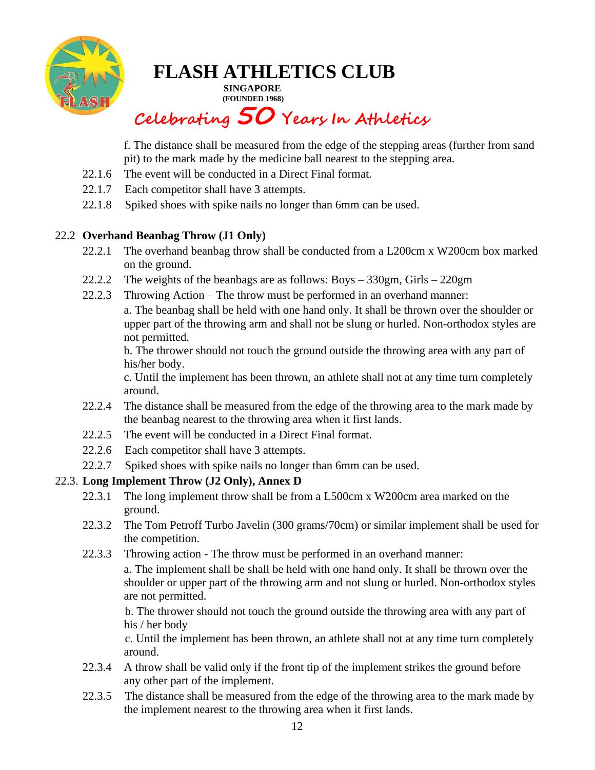f. The distance shall be measured from the edge of the stepping areas (further from sand pit) to the mark made by the medicine ball nearest to the stepping area.

22.1.6 The event will be conducted in a Direct Final format.

22.1.7 Each competitor shall have 3 attempts.

22.1.8 Spiked shoes with spike nails no longer than 6mm can be used.

## 22.2 Overhand Beanbag Throw (J1 Only)

22.2.1 The overhand beanbag throw shall be conducted from a L200cm x W200cm box marked on the ground.

22.2.2 The weights of the beanbags are as follows: Boys – 330gm, Girls – 220gm

22.2.3 Throwing Action – The throw must be performed in an overhand manner:

a. The beanbag shall be held with one hand only. It shall be thrown over the shoulder or upper part of the throwing arm and shall not be slung or hurled. Non-orthodox styles are not permitted.

b. The thrower should not touch the ground outside the throwing area with any part of his/her body.

c. Until the implement has been thrown, an athlete shall not at any time turn completely around.

22.2.4 The distance shall be measured from the edge of the throwing area to the mark made by the beanbag nearest to the throwing area when it first lands.

22.2.5 The event will be conducted in a Direct Final format.

22.2.6 Each competitor shall have 3 attempts.

22.2.7 Spiked shoes with spike nails no longer than 6mm can be used.

## 22.3. Long Implement Throw (J2 Only), Annex D

22.3.1 The long implement throw shall be from a L500cm x W200cm area marked on the ground.

22.3.2 The Tom Petroff Turbo Javelin (300 grams/70cm) or similar implement shall be used for the competition.

22.3.3 Throwing action - The throw must be performed in an overhand manner:

a. The implement shall be shall be held with one hand only. It shall be thrown over the shoulder or upper part of the throwing arm and not slung or hurled. Non-orthodox styles are not permitted.

b. The thrower should not touch the ground outside the throwing area with any part of his / her body

c. Until the implement has been thrown, an athlete shall not at any time turn completely around.

22.3.4 A throw shall be valid only if the front tip of the implement strikes the ground before any other part of the implement.

22.3.5 The distance shall be measured from the edge of the throwing area to the mark made by the implement nearest to the throwing area when it first lands.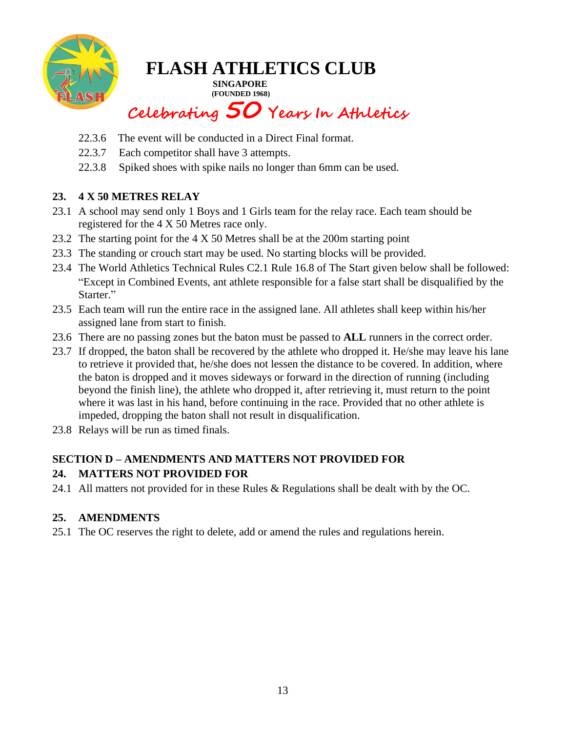22.3.6 The event will be conducted in a Direct Final format.

22.3.7 Each competitor shall have 3 attempts.

22.3.8 Spiked shoes with spike nails no longer than 6mm can be used.

## 23. 4 X 50 METRES RELAY

23.1 A school may send only 1 Boys and 1 Girls team for the relay race. Each team should be registered for the 4 X 50 Metres race only.

23.2 The starting point for the 4 X 50 Metres shall be at the 200m starting point

23.3 The standing or crouch start may be used. No starting blocks will be provided.

23.4 The World Athletics Technical Rules C2.1 Rule 16.8 of The Start given below shall be followed: "Except in Combined Events, ant athlete responsible for a false start shall be disqualified by the Starter."

23.5 Each team will run the entire race in the assigned lane. All athletes shall keep within his/her assigned lane from start to finish.

23.6 There are no passing zones but the baton must be passed to **ALL** runners in the correct order.

23.7 If dropped, the baton shall be recovered by the athlete who dropped it. He/she may leave his lane to retrieve it provided that, he/she does not lessen the distance to be covered. In addition, where the baton is dropped and it moves sideways or forward in the direction of running (including beyond the finish line), the athlete who dropped it, after retrieving it, must return to the point where it was last in his hand, before continuing in the race. Provided that no other athlete is impeded, dropping the baton shall not result in disqualification.

23.8 Relays will be run as timed finals.

## SECTION D – AMENDMENTS AND MATTERS NOT PROVIDED FOR

## 24. MATTERS NOT PROVIDED FOR

24.1 All matters not provided for in these Rules & Regulations shall be dealt with by the OC.

## 25. AMENDMENTS

25.1 The OC reserves the right to delete, add or amend the rules and regulations herein.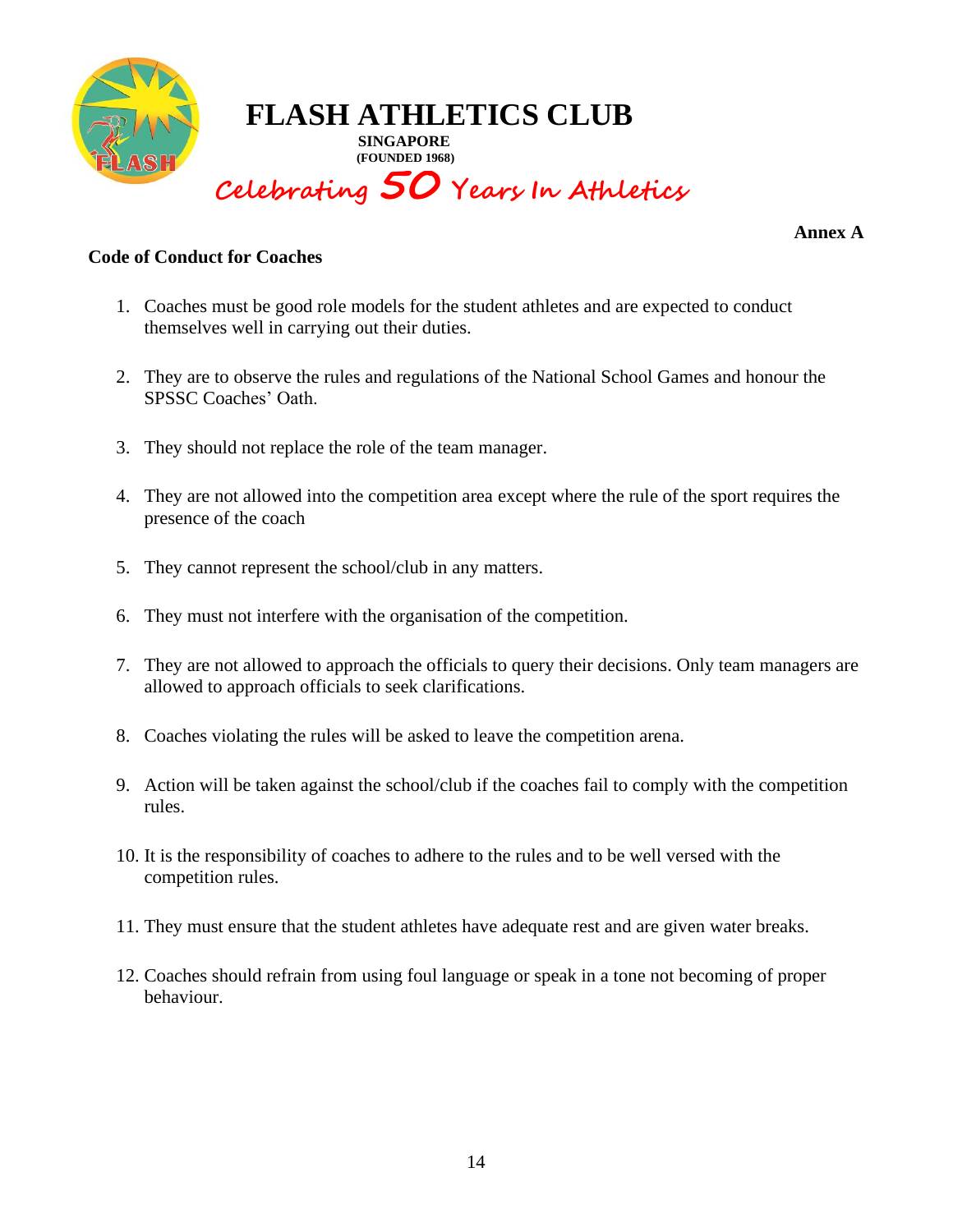# FLASH ATHLETICS CLUB

**SINGAPORE**
**(FOUNDED 1968)**

*Celebrating 50 Years In Athletics*

**Annex A**

## Code of Conduct for Coaches

1. Coaches must be good role models for the student athletes and are expected to conduct themselves well in carrying out their duties.

2. They are to observe the rules and regulations of the National School Games and honour the SPSSC Coaches' Oath.

3. They should not replace the role of the team manager.

4. They are not allowed into the competition area except where the rule of the sport requires the presence of the coach

5. They cannot represent the school/club in any matters.

6. They must not interfere with the organisation of the competition.

7. They are not allowed to approach the officials to query their decisions. Only team managers are allowed to approach officials to seek clarifications.

8. Coaches violating the rules will be asked to leave the competition arena.

9. Action will be taken against the school/club if the coaches fail to comply with the competition rules.

10. It is the responsibility of coaches to adhere to the rules and to be well versed with the competition rules.

11. They must ensure that the student athletes have adequate rest and are given water breaks.

12. Coaches should refrain from using foul language or speak in a tone not becoming of proper behaviour.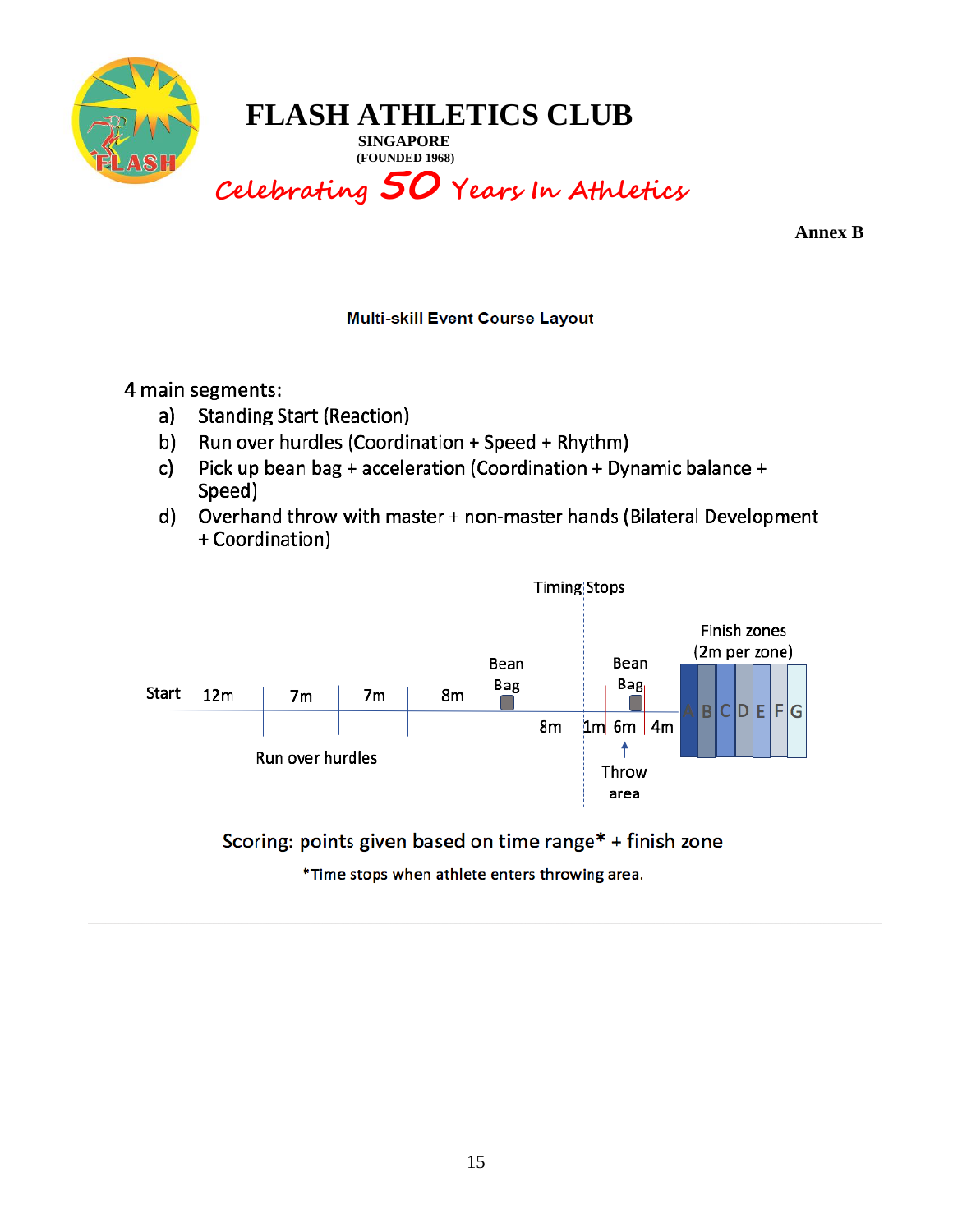# FLASH ATHLETICS CLUB

SINGAPORE
(FOUNDED 1968)

*Celebrating 50 Years In Athletics*

**Annex B**

**Multi-skill Event Course Layout**

4 main segments:

a) Standing Start (Reaction)
b) Run over hurdles (Coordination + Speed + Rhythm)
c) Pick up bean bag + acceleration (Coordination + Dynamic balance + Speed)
d) Overhand throw with master + non-master hands (Bilateral Development + Coordination)

Timing Stops

Finish zones (2m per zone)

Start 12m 7m 7m 8m Bean Bag 8m 1m 6m Bean Bag 4m A B C D E F G

Run over hurdles

Throw area

Scoring: points given based on time range* + finish zone

*Time stops when athlete enters throwing area.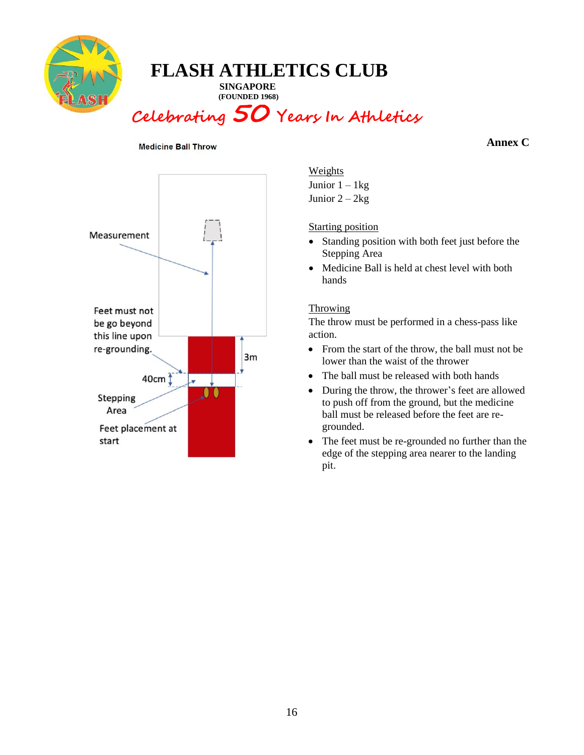# FLASH ATHLETICS CLUB

**SINGAPORE**
**(FOUNDED 1968)**

*Celebrating 50 Years In Athletics*

**Annex C**

**Medicine Ball Throw**

Measurement

Feet must not be go beyond this line upon re-grounding.

3m

40cm

Stepping Area

Feet placement at start

<u>Weights</u>
Junior 1 – 1kg
Junior 2 – 2kg

<u>Starting position</u>

- Standing position with both feet just before the Stepping Area
- Medicine Ball is held at chest level with both hands

<u>Throwing</u>

The throw must be performed in a chess-pass like action.

- From the start of the throw, the ball must not be lower than the waist of the thrower
- The ball must be released with both hands
- During the throw, the thrower's feet are allowed to push off from the ground, but the medicine ball must be released before the feet are re-grounded.
- The feet must be re-grounded no further than the edge of the stepping area nearer to the landing pit.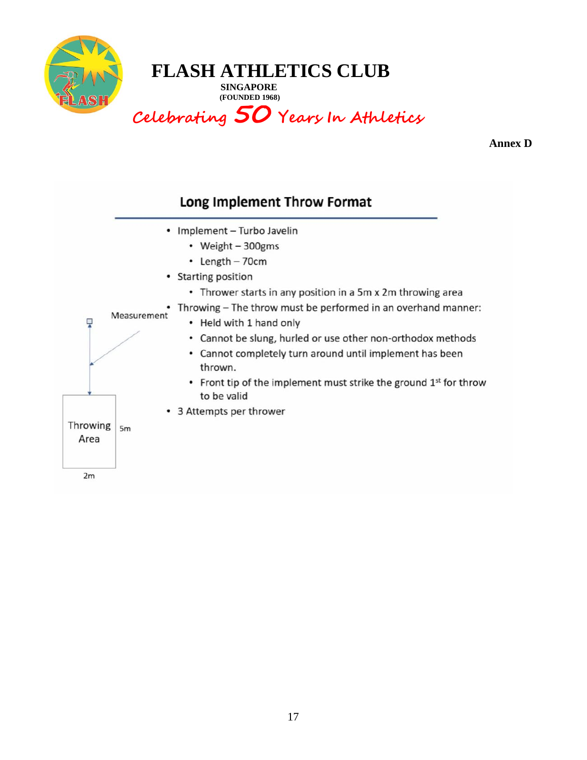# FLASH ATHLETICS CLUB

**SINGAPORE**
**(FOUNDED 1968)**

*Celebrating 50 Years In Athletics*

**Annex D**

## Long Implement Throw Format

- Implement – Turbo Javelin
  - Weight – 300gms
  - Length – 70cm
- Starting position
  - Thrower starts in any position in a 5m x 2m throwing area
- Throwing – The throw must be performed in an overhand manner:
  - Held with 1 hand only
  - Cannot be slung, hurled or use other non-orthodox methods
  - Cannot completely turn around until implement has been thrown.
  - Front tip of the implement must strike the ground 1st for throw to be valid
- 3 Attempts per thrower

Measurement

Throwing Area

5m

2m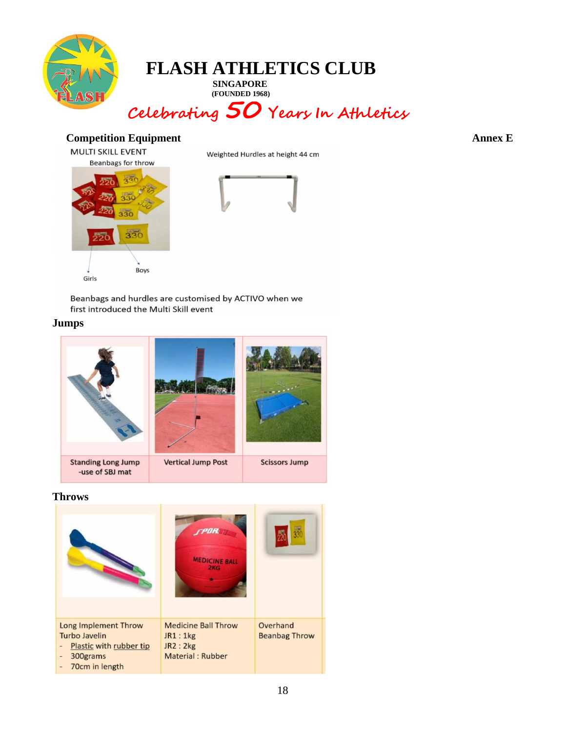# FLASH ATHLETICS CLUB

**SINGAPORE**
**(FOUNDED 1968)**

*Celebrating 50 Years In Athletics*

## Competition Equipment

**Annex E**

MULTI SKILL EVENT

Beanbags for throw

Girls

Boys

Weighted Hurdles at height 44 cm

Beanbags and hurdles are customised by ACTIVO when we first introduced the Multi Skill event

## Jumps

| Standing Long Jump -use of SBJ mat | Vertical Jump Post | Scissors Jump |
|---|---|---|

## Throws

| Long Implement Throw<br>Turbo Javelin<br>- Plastic with rubber tip<br>- 300grams<br>- 70cm in length | Medicine Ball Throw<br>JR1 : 1kg<br>JR2 : 2kg<br>Material : Rubber | Overhand Beanbag Throw |
|---|---|---|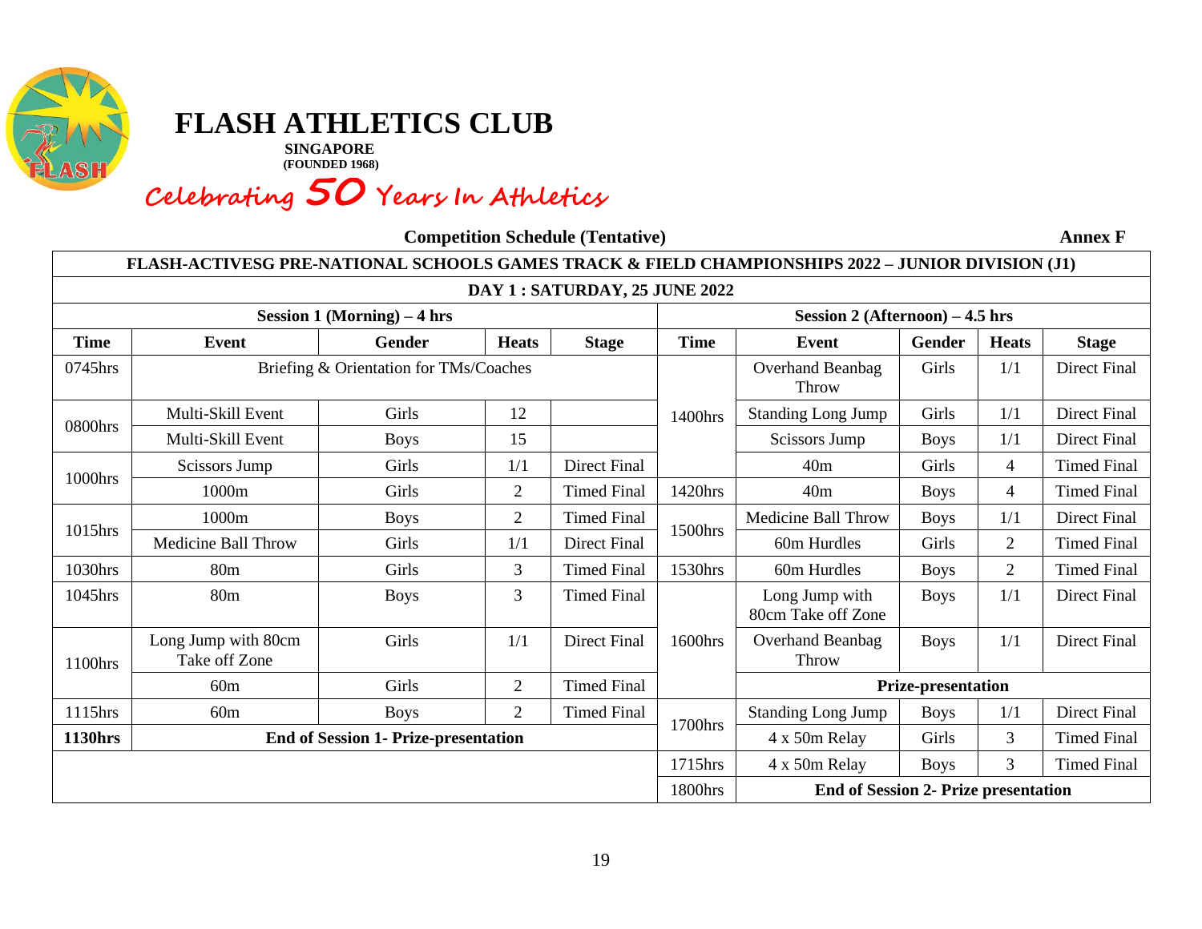# FLASH ATHLETICS CLUB

**SINGAPORE**
**(FOUNDED 1968)**

**Celebrating 50 Years In Athletics**

**Competition Schedule (Tentative)** **Annex F**

| FLASH-ACTIVESG PRE-NATIONAL SCHOOLS GAMES TRACK & FIELD CHAMPIONSHIPS 2022 – JUNIOR DIVISION (J1) | | | | | | | | | |
|---|---|---|---|---|---|---|---|---|---|
| **DAY 1 : SATURDAY, 25 JUNE 2022** | | | | | | | | | |
| **Session 1 (Morning) – 4 hrs** | | | | | **Session 2 (Afternoon) – 4.5 hrs** | | | | |
| **Time** | **Event** | **Gender** | **Heats** | **Stage** | **Time** | **Event** | **Gender** | **Heats** | **Stage** |
| 0745hrs | Briefing & Orientation for TMs/Coaches | | | | 1400hrs | Overhand Beanbag Throw | Girls | 1/1 | Direct Final |
| 0800hrs | Multi-Skill Event | Girls | 12 | | | Standing Long Jump | Girls | 1/1 | Direct Final |
| | Multi-Skill Event | Boys | 15 | | | Scissors Jump | Boys | 1/1 | Direct Final |
| 1000hrs | Scissors Jump | Girls | 1/1 | Direct Final | | 40m | Girls | 4 | Timed Final |
| | 1000m | Girls | 2 | Timed Final | 1420hrs | 40m | Boys | 4 | Timed Final |
| 1015hrs | 1000m | Boys | 2 | Timed Final | 1500hrs | Medicine Ball Throw | Boys | 1/1 | Direct Final |
| | Medicine Ball Throw | Girls | 1/1 | Direct Final | | 60m Hurdles | Girls | 2 | Timed Final |
| 1030hrs | 80m | Girls | 3 | Timed Final | 1530hrs | 60m Hurdles | Boys | 2 | Timed Final |
| 1045hrs | 80m | Boys | 3 | Timed Final | 1600hrs | Long Jump with 80cm Take off Zone | Boys | 1/1 | Direct Final |
| 1100hrs | Long Jump with 80cm Take off Zone | Girls | 1/1 | Direct Final | | Overhand Beanbag Throw | Boys | 1/1 | Direct Final |
| | 60m | Girls | 2 | Timed Final | | **Prize-presentation** | | | |
| 1115hrs | 60m | Boys | 2 | Timed Final | 1700hrs | Standing Long Jump | Boys | 1/1 | Direct Final |
| **1130hrs** | **End of Session 1- Prize-presentation** | | | | | 4 x 50m Relay | Girls | 3 | Timed Final |
| | | | | | 1715hrs | 4 x 50m Relay | Boys | 3 | Timed Final |
| | | | | | 1800hrs | **End of Session 2- Prize presentation** | | | |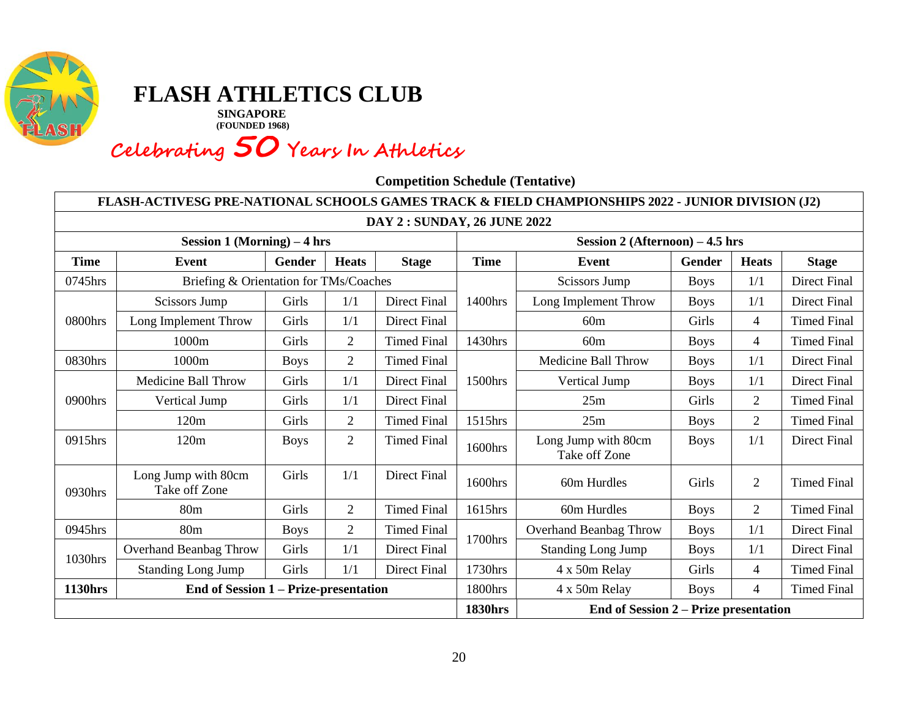# FLASH ATHLETICS CLUB

**SINGAPORE**
**(FOUNDED 1968)**

**Celebrating 50 Years In Athletics**

**Competition Schedule (Tentative)**

**FLASH-ACTIVESG PRE-NATIONAL SCHOOLS GAMES TRACK & FIELD CHAMPIONSHIPS 2022 - JUNIOR DIVISION (J2)**

**DAY 2 : SUNDAY, 26 JUNE 2022**

| Session 1 (Morning) – 4 hrs | | | | | Session 2 (Afternoon) – 4.5 hrs | | | | |
|---|---|---|---|---|---|---|---|---|---|
| **Time** | **Event** | **Gender** | **Heats** | **Stage** | **Time** | **Event** | **Gender** | **Heats** | **Stage** |
| 0745hrs | Briefing & Orientation for TMs/Coaches | | | | 1400hrs | Scissors Jump | Boys | 1/1 | Direct Final |
| 0800hrs | Scissors Jump | Girls | 1/1 | Direct Final | | Long Implement Throw | Boys | 1/1 | Direct Final |
| | Long Implement Throw | Girls | 1/1 | Direct Final | | 60m | Girls | 4 | Timed Final |
| | 1000m | Girls | 2 | Timed Final | 1430hrs | 60m | Boys | 4 | Timed Final |
| 0830hrs | 1000m | Boys | 2 | Timed Final | 1500hrs | Medicine Ball Throw | Boys | 1/1 | Direct Final |
| 0900hrs | Medicine Ball Throw | Girls | 1/1 | Direct Final | | Vertical Jump | Boys | 1/1 | Direct Final |
| | Vertical Jump | Girls | 1/1 | Direct Final | | 25m | Girls | 2 | Timed Final |
| | 120m | Girls | 2 | Timed Final | 1515hrs | 25m | Boys | 2 | Timed Final |
| 0915hrs | 120m | Boys | 2 | Timed Final | 1600hrs | Long Jump with 80cm Take off Zone | Boys | 1/1 | Direct Final |
| 0930hrs | Long Jump with 80cm Take off Zone | Girls | 1/1 | Direct Final | 1600hrs | 60m Hurdles | Girls | 2 | Timed Final |
| | 80m | Girls | 2 | Timed Final | 1615hrs | 60m Hurdles | Boys | 2 | Timed Final |
| 0945hrs | 80m | Boys | 2 | Timed Final | 1700hrs | Overhand Beanbag Throw | Boys | 1/1 | Direct Final |
| 1030hrs | Overhand Beanbag Throw | Girls | 1/1 | Direct Final | | Standing Long Jump | Boys | 1/1 | Direct Final |
| | Standing Long Jump | Girls | 1/1 | Direct Final | 1730hrs | 4 x 50m Relay | Girls | 4 | Timed Final |
| **1130hrs** | **End of Session 1 – Prize-presentation** | | | | 1800hrs | 4 x 50m Relay | Boys | 4 | Timed Final |
| | | | | | **1830hrs** | **End of Session 2 – Prize presentation** | | | |